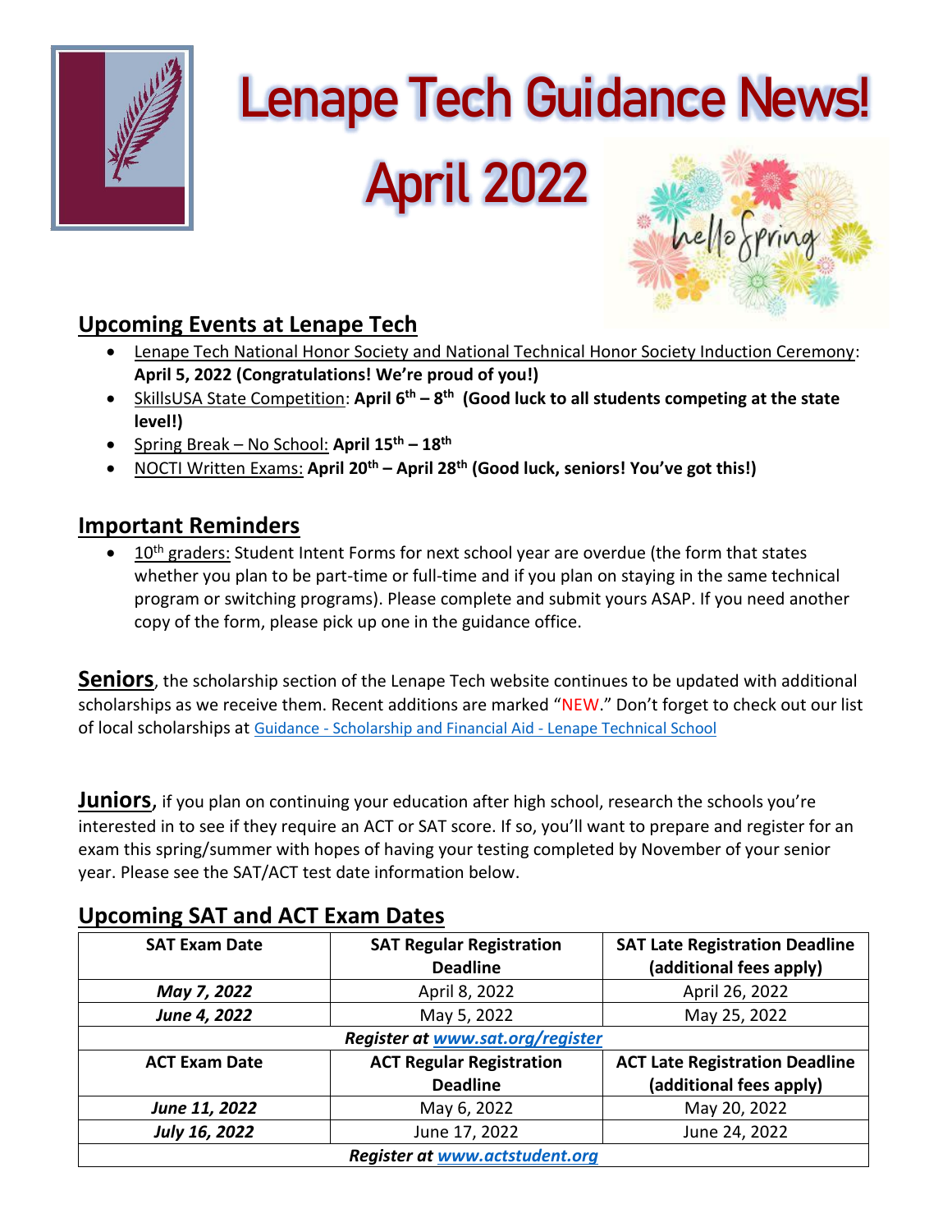# Lenape Tech Guidance News!

# April 2022

## Upcoming Events at Lenape Tech

- Lenape Tech National Honor Society and National Technical Honor Society Induction Ceremony: **April 5, 2022 (Congratulations! We're proud of you!)**
- SkillsUSA State Competition: **April 6th – 8th (Good luck to all students competing at the state level!)**
- Spring Break – No School: **April 15th – 18th**
- NOCTI Written Exams: **April 20th – April 28th (Good luck, seniors! You've got this!)**

## Important Reminders

- 10th graders: Student Intent Forms for next school year are overdue (the form that states whether you plan to be part-time or full-time and if you plan on staying in the same technical program or switching programs). Please complete and submit yours ASAP. If you need another copy of the form, please pick up one in the guidance office.

**Seniors**, the scholarship section of the Lenape Tech website continues to be updated with additional scholarships as we receive them. Recent additions are marked "NEW." Don't forget to check out our list of local scholarships at Guidance - Scholarship and Financial Aid - Lenape Technical School

**Juniors**, if you plan on continuing your education after high school, research the schools you're interested in to see if they require an ACT or SAT score. If so, you'll want to prepare and register for an exam this spring/summer with hopes of having your testing completed by November of your senior year. Please see the SAT/ACT test date information below.

## Upcoming SAT and ACT Exam Dates

| SAT Exam Date | SAT Regular Registration Deadline | SAT Late Registration Deadline (additional fees apply) |
|---|---|---|
| ***May 7, 2022*** | April 8, 2022 | April 26, 2022 |
| ***June 4, 2022*** | May 5, 2022 | May 25, 2022 |
| ***Register at www.sat.org/register*** | | |
| **ACT Exam Date** | **ACT Regular Registration Deadline** | **ACT Late Registration Deadline (additional fees apply)** |
| ***June 11, 2022*** | May 6, 2022 | May 20, 2022 |
| ***July 16, 2022*** | June 17, 2022 | June 24, 2022 |
| ***Register at www.actstudent.org*** | | |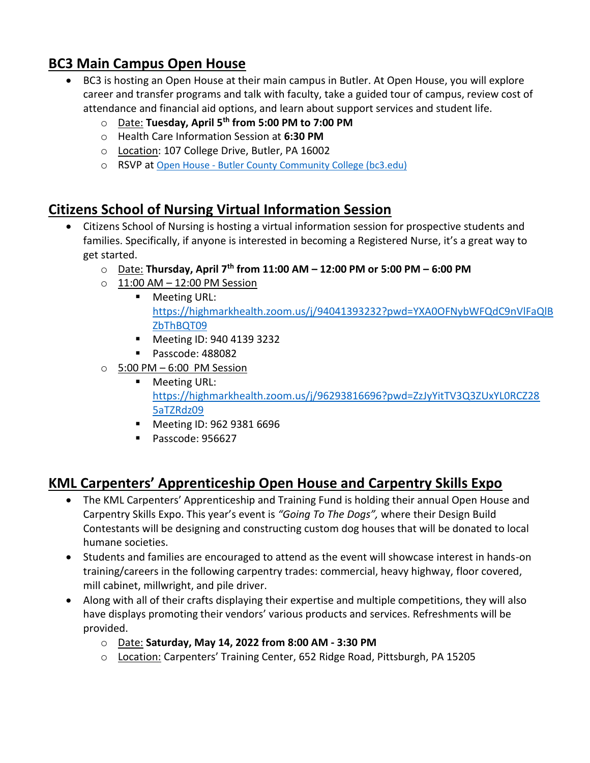## BC3 Main Campus Open House

- BC3 is hosting an Open House at their main campus in Butler. At Open House, you will explore career and transfer programs and talk with faculty, take a guided tour of campus, review cost of attendance and financial aid options, and learn about support services and student life.
  - Date: **Tuesday, April 5th from 5:00 PM to 7:00 PM**
  - Health Care Information Session at **6:30 PM**
  - Location: 107 College Drive, Butler, PA 16002
  - RSVP at Open House - Butler County Community College (bc3.edu)

## Citizens School of Nursing Virtual Information Session

- Citizens School of Nursing is hosting a virtual information session for prospective students and families. Specifically, if anyone is interested in becoming a Registered Nurse, it's a great way to get started.
  - Date: **Thursday, April 7th from 11:00 AM – 12:00 PM or 5:00 PM – 6:00 PM**
  - 11:00 AM – 12:00 PM Session
    - Meeting URL: https://highmarkhealth.zoom.us/j/94041393232?pwd=YXA0OFNybWFQdC9nVlFaQlBZbThBQT09
    - Meeting ID: 940 4139 3232
    - Passcode: 488082
  - 5:00 PM – 6:00 PM Session
    - Meeting URL: https://highmarkhealth.zoom.us/j/96293816696?pwd=ZzJyYitTV3Q3ZUxYL0RCZ285aTZRdz09
    - Meeting ID: 962 9381 6696
    - Passcode: 956627

## KML Carpenters' Apprenticeship Open House and Carpentry Skills Expo

- The KML Carpenters' Apprenticeship and Training Fund is holding their annual Open House and Carpentry Skills Expo. This year's event is *"Going To The Dogs",* where their Design Build Contestants will be designing and constructing custom dog houses that will be donated to local humane societies.
- Students and families are encouraged to attend as the event will showcase interest in hands-on training/careers in the following carpentry trades: commercial, heavy highway, floor covered, mill cabinet, millwright, and pile driver.
- Along with all of their crafts displaying their expertise and multiple competitions, they will also have displays promoting their vendors' various products and services. Refreshments will be provided.
  - Date: **Saturday, May 14, 2022 from 8:00 AM - 3:30 PM**
  - Location: Carpenters' Training Center, 652 Ridge Road, Pittsburgh, PA 15205